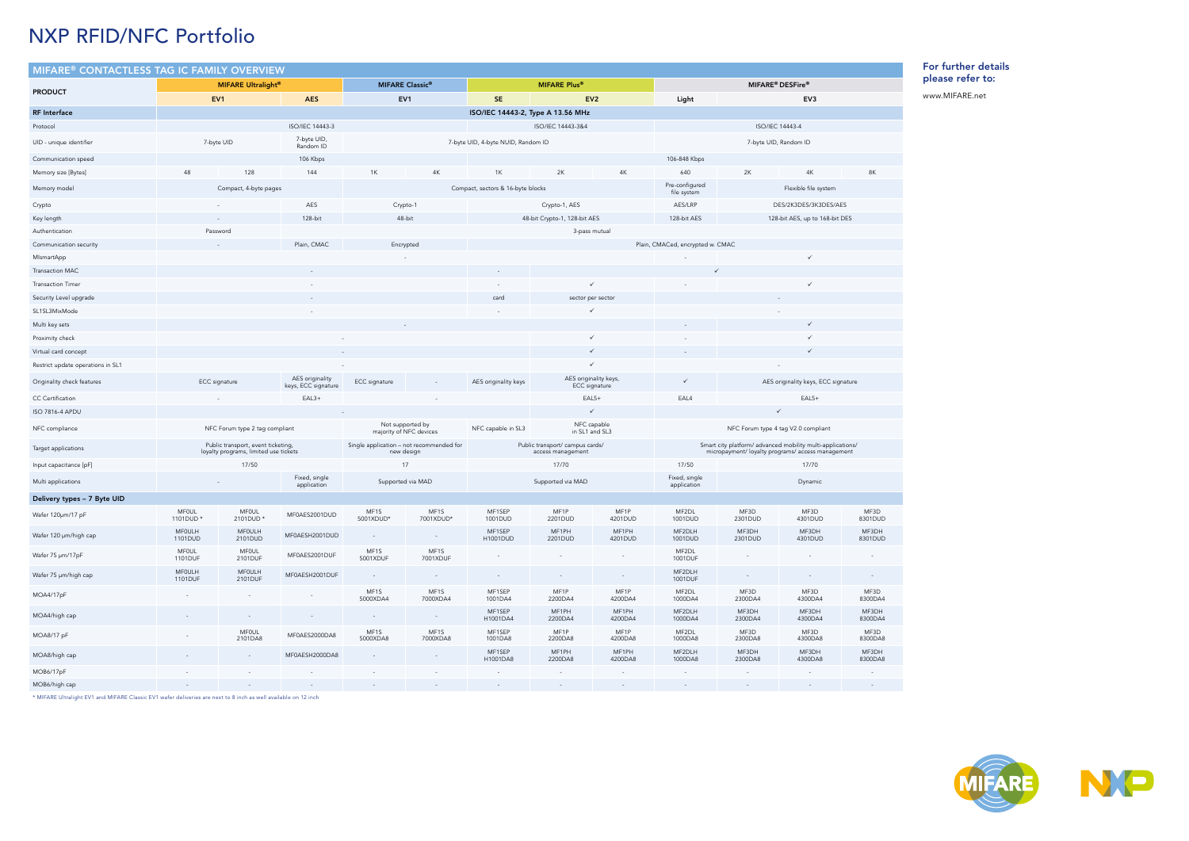# NXP RFID/NFC Portfolio

## MIFARE® CONTACTLESS TAG IC FAMILY OVERVIEW

| PRODUCT | MIFARE Ultralight® | | | MIFARE Classic® | | MIFARE Plus® | | | MIFARE® DESFire® | | | |
|---|---|---|---|---|---|---|---|---|---|---|---|---|
| | EV1 | | AES | EV1 | | SE | EV2 | | Light | EV3 | | |
| **RF Interface** | ISO/IEC 14443-2, Type A 13.56 MHz | | | | | | | | | | | |
| Protocol | ISO/IEC 14443-3 | | | | | ISO/IEC 14443-3&4 | | | ISO/IEC 14443-4 | | | |
| UID - unique identifier | 7-byte UID | | 7-byte UID, Random ID | 7-byte UID, 4-byte NUID, Random ID | | | | | 7-byte UID, Random ID | | | |
| Communication speed | 106 Kbps | | | | | 106-848 Kbps | | | | | | |
| Memory size [Bytes] | 48 | 128 | 144 | 1K | 4K | 1K | 2K | 4K | 640 | 2K | 4K | 8K |
| Memory model | Compact, 4-byte pages | | | Compact, sectors & 16-byte blocks | | | | | Pre-configured file system | Flexible file system | | |
| Crypto | - | | AES | Crypto-1 | | Crypto-1, AES | | | AES/LRP | DES/2K3DES/3K3DES/AES | | |
| Key length | - | | 128-bit | 48-bit | | 48-bit Crypto-1, 128-bit AES | | | 128-bit AES | 128-bit AES, up to 168-bit DES | | |
| Authentication | Password | | 3-pass mutual | | | | | | | | | |
| Communication security | - | | Plain, CMAC | Encrypted | | Plain, CMACed, encrypted w. CMAC | | | | | | |
| MIsmartApp | - | | | | | | | | - | ✓ | | |
| Transaction MAC | - | | | | | - | ✓ | | | | | |
| Transaction Timer | - | | | | | - | ✓ | | - | ✓ | | |
| Security Level upgrade | - | | | | | card | sector per sector | | - | | | |
| SL1SL3MixMode | - | | | | | - | ✓ | | - | | | |
| Multi key sets | - | | | | | | | | - | ✓ | | |
| Proximity check | - | | | | | | ✓ | | - | ✓ | | |
| Virtual card concept | - | | | | | | ✓ | | - | ✓ | | |
| Restrict update operations in SL1 | - | | | | | | ✓ | | - | | | |
| Originality check features | ECC signature | | AES originality keys, ECC signature | ECC signature | - | AES originality keys | AES originality keys, ECC signature | | ✓ | AES originality keys, ECC signature | | |
| CC Certification | - | | EAL3+ | - | | | EAL5+ | | EAL4 | EAL5+ | | |
| ISO 7816-4 APDU | - | | | | | | ✓ | | ✓ | | | |
| NFC compliance | NFC Forum type 2 tag compliant | | | Not supported by majority of NFC devices | | NFC capable in SL3 | NFC capable in SL1 and SL3 | | NFC Forum type 4 tag V2.0 compliant | | | |
| Target applications | Public transport, event ticketing, loyalty programs, limited use tickets | | | Single application – not recommended for new design | | Public transport/ campus cards/ access management | | | Smart city platform/ advanced mobility multi-applications/ micropayment/ loyalty programs/ access management | | | |
| Input capacitance [pF] | 17/50 | | | 17 | | 17/70 | | | 17/50 | 17/70 | | |
| Multi applications | - | | Fixed, single application | Supported via MAD | | Supported via MAD | | | Fixed, single application | Dynamic | | |
| **Delivery types – 7 Byte UID** | | | | | | | | | | | | |
| Wafer 120µm/17 pF | MF0UL 1101DUD * | MF0UL 2101DUD * | MF0AES2001DUD | MF1S 5001XDUD* | MF1S 7001XDUD* | MF1SEP 1001DUD | MF1P 2201DUD | MF1P 4201DUD | MF2DL 1001DUD | MF3D 2301DUD | MF3D 4301DUD | MF3D 8301DUD |
| Wafer 120 µm/high cap | MF0ULH 1101DUD | MF0ULH 2101DUD | MF0AESH2001DUD | - | - | MF1SEP H1001DUD | MF1PH 2201DUD | MF1PH 4201DUD | MF2DLH 1001DUD | MF3DH 2301DUD | MF3DH 4301DUD | MF3DH 8301DUD |
| Wafer 75 µm/17pF | MF0UL 1101DUF | MF0UL 2101DUF | MF0AES2001DUF | MF1S 5001XDUF | MF1S 7001XDUF | - | - | - | MF2DL 1001DUF | - | - | - |
| Wafer 75 µm/high cap | MF0ULH 1101DUF | MF0ULH 2101DUF | MF0AESH2001DUF | - | - | - | - | - | MF2DLH 1001DUF | - | - | - |
| MOA4/17pF | - | - | - | MF1S 5000XDA4 | MF1S 7000XDA4 | MF1SEP 1001DA4 | MF1P 2200DA4 | MF1P 4200DA4 | MF2DL 1000DA4 | MF3D 2300DA4 | MF3D 4300DA4 | MF3D 8300DA4 |
| MOA4/high cap | - | - | - | - | - | MF1SEP H1001DA4 | MF1PH 2200DA4 | MF1PH 4200DA4 | MF2DLH 1000DA4 | MF3DH 2300DA4 | MF3DH 4300DA4 | MF3DH 8300DA4 |
| MOA8/17 pF | - | MF0UL 2101DA8 | MF0AES2000DA8 | MF1S 5000XDA8 | MF1S 7000XDA8 | MF1SEP 1001DA8 | MF1P 2200DA8 | MF1P 4200DA8 | MF2DL 1000DA8 | MF3D 2300DA8 | MF3D 4300DA8 | MF3D 8300DA8 |
| MOA8/high cap | - | - | MF0AESH2000DA8 | - | - | MF1SEP H1001DA8 | MF1PH 2200DA8 | MF1PH 4200DA8 | MF2DLH 1000DA8 | MF3DH 2300DA8 | MF3DH 4300DA8 | MF3DH 8300DA8 |
| MOB6/17pF | - | - | - | - | - | - | - | - | - | - | - | - |
| MOB6/high cap | - | - | - | - | - | - | - | - | - | - | - | - |

* MIFARE Ultralight EV1 and MIFARE Classic EV1 wafer deliveries are next to 8 inch as well available on 12 inch

**For further details please refer to:**

www.MIFARE.net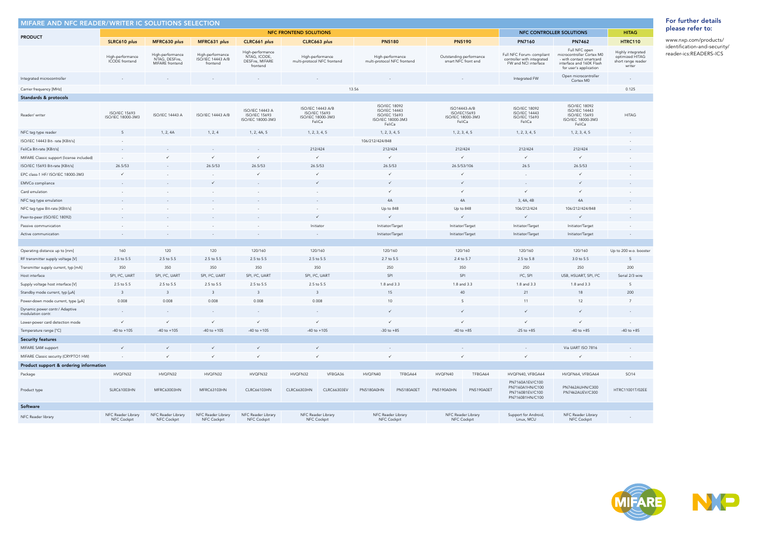# MIFARE AND NFC READER/WRITER IC SOLUTIONS SELECTION

| PRODUCT | NFC FRONTEND SOLUTIONS | | | | | | | | | NFC CONTROLLER SOLUTIONS | | HITAG |
|---|---|---|---|---|---|---|---|---|---|---|---|---|
| | SLRC610 *plus* | MFRC630 *plus* | MFRC631 *plus* | CLRC661 *plus* | CLRC663 *plus* | | PN5180 | | PN5190 | PN7160 | PN7462 | HTRC110 |
| | High-performance ICODE frontend | High-performance NTAG, DESFire, MIFARE frontend | High-performance ISO/IEC 14443 A/B frontend | High-performance NTAG, ICODE, DESFire, MIFARE frontend | High-performance multi-protocol NFC frontend | | High-performance multi-protocol NFC frontend | | Outstanding performance smart NFC front end | Full NFC Forum- compliant controller with integrated FW and NCI interface | Full NFC open microcontroller Cortex M0 - with contact smartcard interface and 160K Flash for user's application | Highly integrated optimized HITAG short range reader writer |
| Integrated microcontroller | - | - | - | - | - | | - | | - | Integrated FW | Open microcontroller Cortex M0 | - |
| Carrier frequency [MHz] | 13.56 | | | | | | | | | | | 0.125 |
| **Standards & protocols** | | | | | | | | | | | | |
| Reader/ writer | ISO/IEC 15693 ISO/IEC 18000-3M3 | ISO/IEC 14443 A | ISO/IEC 14443 A/B | ISO/IEC 14443 A ISO/IEC 15693 ISO/IEC 18000-3M3 | ISO/IEC 14443 A/B ISO/IEC 15693 ISO/IEC 18000-3M3 FeliCa | | ISO/IEC 18092 ISO/IEC 14443 ISO/IEC 15693 ISO/IEC 18000-3M3 FeliCa | | ISO14443-A/B ISO/IEC15693 ISO/IEC 18000-3M3 FeliCa | ISO/IEC 18092 ISO/IEC 14443 ISO/IEC 15693 FeliCa | ISO/IEC 18092 ISO/IEC 14443 ISO/IEC 15693 ISO/IEC 18000-3M3 FeliCa | HITAG |
| NFC tag type reader | 5 | 1, 2, 4A | 1, 2, 4 | 1, 2, 4A, 5 | 1, 2, 3, 4, 5 | | 1, 2, 3, 4, 5 | | 1, 2, 3, 4, 5 | 1, 2, 3, 4, 5 | 1, 2, 3, 4, 5 | - |
| ISO/IEC 14443 Bit- rate [KBit/s] | - | 106/212/424/848 | | | | | | | | | | - |
| FeliCa Bit-rate [KBit/s] | - | - | - | - | 212/424 | | 212/424 | | 212/424 | 212/424 | 212/424 | - |
| MIFARE Classic support (license included) | - | ✓ | ✓ | ✓ | ✓ | | ✓ | | ✓ | ✓ | ✓ | - |
| ISO/IEC 15693 Bit-rate [KBit/s] | 26.5/53 | - | 26.5/53 | 26.5/53 | 26.5/53 | | 26.5/53 | | 26.5/53/106 | 26.5 | 26.5/53 | - |
| EPC class-1 HF/ ISO/IEC 18000-3M3 | ✓ | - | - | ✓ | ✓ | | ✓ | | ✓ | - | ✓ | - |
| EMVCo compliance | - | - | ✓ | - | ✓ | | ✓ | | ✓ | - | ✓ | - |
| Card emulation | - | - | - | - | - | | ✓ | | ✓ | ✓ | ✓ | - |
| NFC tag type emulation | - | - | - | - | - | | 4A | | 4A | 3, 4A, 4B | 4A | - |
| NFC tag type Bit-rate [KBit/s] | - | - | - | - | - | | Up to 848 | | Up to 848 | 106/212/424 | 106/212/424/848 | - |
| Peer-to-peer (ISO/IEC 18092) | - | - | - | - | ✓ | | ✓ | | ✓ | ✓ | ✓ | - |
| Passive communication | - | - | - | - | Initiator | | Initiator/Target | | Initiator/Target | Initiator/Target | Initiator/Target | - |
| Active communication | - | - | - | - | - | | Initiator/Target | | Initiator/Target | Initiator/Target | Initiator/Target | - |
| Operating distance up to [mm] | 160 | 120 | 120 | 120/160 | 120/160 | | 120/160 | | 120/160 | 120/160 | 120/160 | Up to 200 w.o. booster |
| RF transmitter supply voltage [V] | 2.5 to 5.5 | 2.5 to 5.5 | 2.5 to 5.5 | 2.5 to 5.5 | 2.5 to 5.5 | | 2.7 to 5.5 | | 2.4 to 5.7 | 2.5 to 5.8 | 3.0 to 5.5 | 5 |
| Transmitter supply current, typ [mA] | 350 | 350 | 350 | 350 | 350 | | 250 | | 350 | 250 | 250 | 200 |
| Host interface | SPI, I²C, UART | SPI, I²C, UART | SPI, I²C, UART | SPI, I²C, UART | SPI, I²C, UART | | SPI | | SPI | I²C, SPI | USB, HSUART, SPI, I²C | Serial 2/3 wire |
| Supply voltage host interface [V] | 2.5 to 5.5 | 2.5 to 5.5 | 2.5 to 5.5 | 2.5 to 5.5 | 2.5 to 5.5 | | 1.8 and 3.3 | | 1.8 and 3.3 | 1.8 and 3.3 | 1.8 and 3.3 | 5 |
| Standby mode current, typ [µA] | 3 | 3 | 3 | 3 | 3 | | 15 | | 40 | 21 | 18 | 200 |
| Power-down mode current, type [µA] | 0.008 | 0.008 | 0.008 | 0.008 | 0.008 | | 10 | | 5 | 11 | 12 | 7 |
| Dynamic power contr./ Adaptive modulation contr. | - | - | - | - | - | | ✓ | | ✓ | ✓ | ✓ | - |
| Lower-power card detection mode | ✓ | ✓ | ✓ | ✓ | ✓ | | ✓ | | ✓ | ✓ | ✓ | - |
| Temperature range [°C] | -40 to +105 | -40 to +105 | -40 to +105 | -40 to +105 | -40 to +105 | | -30 to +85 | | -40 to +85 | -25 to +85 | -40 to +85 | -40 to +85 |
| **Security features** | | | | | | | | | | | | |
| MIFARE SAM support | ✓ | ✓ | ✓ | ✓ | ✓ | | - | | - | - | Via UART ISO 7816 | - |
| MIFARE Classic security (CRYPTO1 HW) | - | ✓ | ✓ | ✓ | ✓ | | ✓ | | ✓ | ✓ | ✓ | - |
| **Product support & ordering information** | | | | | | | | | | | | |
| Package | HVQFN32 | HVQFN32 | HVQFN32 | HVQFN32 | HVQFN32 | VFBGA36 | HVQFN40 | TFBGA64 | HVQFN40 / TFBGA64 | HVQFN40, VFBGA64 | HVQFN64, VFBGA64 | SO14 |
| Product type | SLRC61003HN | MFRC63003HN | MFRC63103HN | CLRC66103HN | CLRC66303HN | CLRC66303EV | PN5180A0HN | PN5180A0ET | PN5190A0HN / PN5190A0ET | PN7160A1EV/C100 PN7160A1HN/C100 PN7160B1EV/C100 PN7160B1HN/C100 | PN7462AUHN/C300 PN7462AUEV/C300 | HTRC11001T/02EE |
| **Software** | | | | | | | | | | | | |
| NFC Reader library | NFC Reader Library NFC Cockpit | NFC Reader Library NFC Cockpit | NFC Reader Library NFC Cockpit | NFC Reader Library NFC Cockpit | NFC Reader Library NFC Cockpit | | NFC Reader Library NFC Cockpit | | NFC Reader Library NFC Cockpit | Support for Android, Linux, MCU | NFC Reader Library NFC Cockpit | - |

## For further details please refer to:

www.nxp.com/products/identification-and-security/reader-ics:READERS-ICS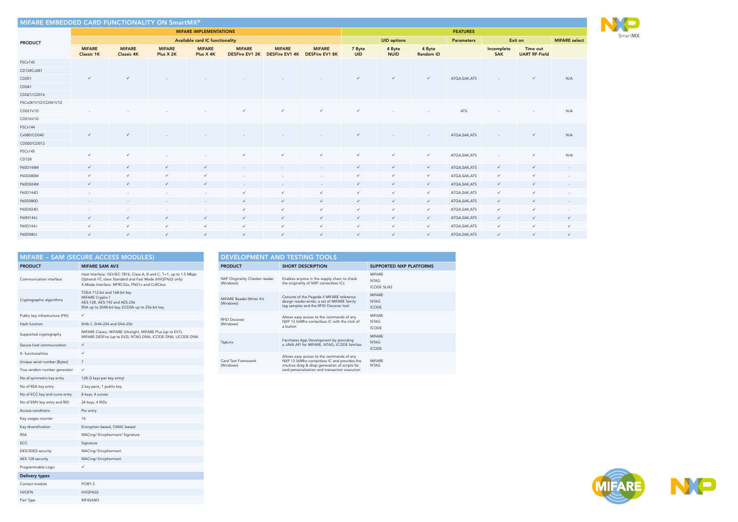## MIFARE EMBEDDED CARD FUNCTIONALITY ON SmartMX®

| PRODUCT | MIFARE IMPLEMENTATIONS | | | | | | | FEATURES | | | | | | |
|---|---|---|---|---|---|---|---|---|---|---|---|---|---|---|
| | Available card IC functionality | | | | | | | UID options | | | Parameters | Exit on | | MIFARE select |
| | MIFARE Classic 1K | MIFARE Classic 4K | MIFARE Plus X 2K | MIFARE Plus X 4K | MIFARE DESFire EV1 2K | MIFARE DESFire EV1 4K | MIFARE DESFire EV1 8K | 7 Byte UID | 4 Byte NUID | 4 Byte Random ID | | Incomplete SAK | Time out UART RF-Field | |
| P5Cx145, CD128Cx081, CD051, CD041, CD021/CD016 | ✓ | ✓ | - | - | - | - | - | ✓ | ✓ | ✓ | ATQA,SAK,ATS | - | ✓ | N/A |
| P5Cx081V1D/CD041V1D, CD021V1D, CD016V1D | - | - | - | - | ✓ | ✓ | ✓ | ✓ | - | - | ATS | - | - | N/A |
| P5Cx144, Cx080/CD040, CD020/CD012 | ✓ | ✓ | - | - | - | - | - | ✓ | - | - | ATQA,SAK,ATS | - | ✓ | N/A |
| P5Cx145, CD128 | ✓ | ✓ | - | - | ✓ | ✓ | ✓ | ✓ | ✓ | ✓ | ATQA,SAK,ATS | - | ✓ | N/A |
| P60D144M | ✓ | ✓ | ✓ | ✓ | - | - | - | ✓ | ✓ | ✓ | ATQA,SAK,ATS | ✓ | ✓ | - |
| P60D080M | ✓ | ✓ | ✓ | ✓ | - | - | - | ✓ | ✓ | ✓ | ATQA,SAK,ATS | ✓ | ✓ | - |
| P60D024M | ✓ | ✓ | ✓ | ✓ | - | - | - | ✓ | ✓ | ✓ | ATQA,SAK,ATS | ✓ | ✓ | - |
| P60D144D | - | - | - | - | ✓ | ✓ | ✓ | ✓ | ✓ | ✓ | ATQA,SAK,ATS | ✓ | ✓ | - |
| P60D080D | - | - | - | - | ✓ | ✓ | ✓ | ✓ | ✓ | ✓ | ATQA,SAK,ATS | ✓ | ✓ | - |
| P60D024D | - | - | - | - | ✓ | ✓ | ✓ | ✓ | ✓ | ✓ | ATQA,SAK,ATS | ✓ | ✓ | - |
| P60N144J | ✓ | ✓ | ✓ | ✓ | ✓ | ✓ | ✓ | ✓ | ✓ | ✓ | ATQA,SAK,ATS | ✓ | ✓ | ✓ |
| P60D144J | ✓ | ✓ | ✓ | ✓ | ✓ | ✓ | ✓ | ✓ | ✓ | ✓ | ATQA,SAK,ATS | ✓ | ✓ | ✓ |
| P60D080J | ✓ | ✓ | ✓ | ✓ | ✓ | ✓ | ✓ | ✓ | ✓ | ✓ | ATQA,SAK,ATS | ✓ | ✓ | ✓ |

## MIFARE – SAM (SECURE ACCESS MODULES)

| PRODUCT | MIFARE SAM AV3 |
|---|---|
| Communication interface | Host Interface: ISO/IEC 7816, Class A, B and C, T=1, up to 1.5 Mbps<br>Optional I²C slave Standard and Fast Mode (HVQFN32 only)<br>X-Mode Interface: MFRC52x, PN51x and CLRC6xx |
| Cryptographic algorithms | TDEA 112-bit and 168-bit key<br>MIFARE Crypto-1<br>AES-128, AES-192 and AES-256<br>RSA up to 2048-bit key, ECDSA up to 256-bit key |
| Public key infrastructure (PKI) | ✓ |
| Hash function | SHA-1, SHA-224 and SHA-256 |
| Supported cryptography | MIFARE Classic, MIFARE Ultralight, MIFARE Plus (up to EV1), MIFARE DESFire (up to EV2), NTAG DNA, ICODE DNA, UCODE DNA |
| Secure host communication | ✓ |
| X- functionalities | ✓ |
| Unique serial number [Bytes] | 7 |
| True random number generator | ✓ |
| No of symmetric key entry | 128 (3 keys per key entry) |
| No of RSA key entry | 2 key pairs, 1 public key |
| No of ECC key and curve entry | 8 keys, 4 curves |
| No of EMV key entry and RID | 24 keys, 4 RIDs |
| Access conditions | Per entry |
| Key usages counter | 16 |
| Key diversification | Encryption based, CMAC based |
| RSA | MACing/ Encipherment/ Signature |
| ECC | Signature |
| DES/3DES security | MACing/ Encipherment |
| AES 128 security | MACing/ Encipherment |
| Programmable Logic | ✓ |
| **Delivery types** | |
| Contact module | PCM1.5 |
| HVQFN | HVQFN32 |
| Part Type | MF4SAM3 |

## DEVELOPMENT AND TESTING TOOLS

| PRODUCT | SHORT DESCRIPTION | SUPPORTED NXP PLATFORMS |
|---|---|---|
| NXP Originality Checker reader (Windows) | Enables anyone in the supply chain to check the originality of NXP contactless ICs | MIFARE<br>NTAG<br>ICODE SLIX2 |
| MIFARE Reader-Writer Kit (Windows) | Consists of the Pegoda II MIFARE reference design reader-writer, a set of MIFARE family tag samples and the RFID Discover tool | MIFARE<br>NTAG<br>ICODE |
| RFID Discover (Windows) | Allows easy access to the commands of any NXP 13.56Mhz contactless IC with the click of a button | MIFARE<br>NTAG<br>ICODE |
| TapLinx | Facilitates App Development by providing a JAVA API for MIFARE, NTAG, ICODE families | MIFARE<br>NTAG<br>ICODE |
| Card Test Framework (Windows) | Allows easy access to the commands of any NXP 13.56Mhz contactless IC and provides the intuitive drag & drop generation of scripts for card personalization and transaction execution | MIFARE<br>NTAG |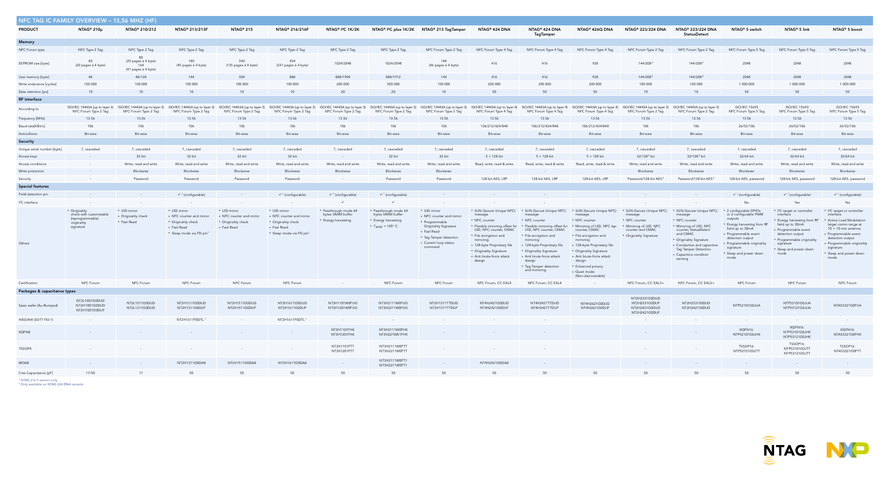## NFC TAG IC FAMILY OVERVIEW – 13,56 MHZ (HF)

| PRODUCT | NTAG® 210μ | NTAG® 210/212 | NTAG® 213/213F | NTAG® 215 | NTAG® 216/216F | NTAG® I²C 1K/2K | NTAG® I²C plus 1K/2K | NTAG® 213 TagTamper | NTAG® 424 DNA | NTAG® 424 DNA TagTamper | NTAG® 426Q DNA | NTAG® 223/224 DNA | NTAG® 223/224 DNA StatusDetect | NTAG® 5 switch | NTAG® 5 link | NTAG® 5 boost |
|---|---|---|---|---|---|---|---|---|---|---|---|---|---|---|---|---|
| **Memory** | | | | | | | | | | | | | | | | |
| NFC Forum type | NFC Type 2 Tag | NFC Type 2 Tag | NFC Type 2 Tag | NFC Type 2 Tag | NFC Type 2 Tag | NFC Type 2 Tag | NFC Type 2 Tag | NFC Forum Type 2 Tag | NFC Forum Type 4 Tag | NFC Forum Type 4 Tag | NFC Forum Type 4 Tag | NFC Forum Type 2 Tag | NFC Forum Type 2 Tag | NFC Forum Type 5 Tag | NFC Forum Type 5 Tag | NFC Forum Type 5 Tag |
| EEPROM size [byte] | 80 (20 pages à 4 byte) | 80 (20 pages à 4 byte) 164 (41 pages à 4 byte) | 180 (45 pages à 4 byte) | 540 (135 pages à 4 byte) | 924 (231 pages à 4 byte) | 1024/2048 | 1024/2048 | 184 (46 pages à 4 byte) | 416 | 416 | 928 | 144/208[2] | 144/208[2] | 2048 | 2048 | 2048 |
| User memory [byte] | 48 | 48/128 | 144 | 504 | 888 | 888/1904 | 888/1912 | 144 | 416 | 416 | 928 | 144/208[2] | 144/208[2] | 2048 | 2048 | 2048 |
| Write endurance [cycles] | 100.000 | 100.000 | 100.000 | 100.000 | 100.000 | 200.000 | 500.000 | 100.000 | 200.000 | 200.000 | 200.000 | 100.000 | 100.000 | 1.000.000 | 1.000.000 | 1.000.000 |
| Data retention [yrs] | 10 | 10 | 10 | 10 | 10 | 20 | 20 | 10 | 50 | 50 | 50 | 10 | 10 | 50 | 50 | 50 |
| **RF Interface** | | | | | | | | | | | | | | | | |
| According to | ISO/IEC 14443A (up to layer 3) NFC Forum Type 2 Tag | ISO/IEC 14443A (up to layer 3) NFC Forum Type 2 Tag | ISO/IEC 14443A (up to layer 3) NFC Forum Type 2 Tag | ISO/IEC 14443A (up to layer 3) NFC Forum Type 2 Tag | ISO/IEC 14443A (up to layer 3) NFC Forum Type 2 Tag | ISO/IEC 14443A (up to layer 3) NFC Forum Type 2 Tag | ISO/IEC 14443A (up to layer 3) NFC Forum Type 2 Tag | ISO/IEC 14443A (up to layer 3) NFC Forum Type 2 Tag | ISO/IEC 14443A (up to layer 4) NFC Forum Type 4 Tag | ISO/IEC 14443A (up to layer 4) NFC Forum Type 4 Tag | ISO/IEC 14443A (up to layer 4) NFC Forum Type 4 Tag | ISO/IEC 14443A (up to layer 3) NFC Forum Type 2 Tag | ISO/IEC 14443A (up to layer 3) NFC Forum Type 2 Tag | ISO/IEC 15693 NFC Forum Type 5 Tag | ISO/IEC 15693 NFC Forum Type 5 Tag | ISO/IEC 15693 NFC Forum Type 5 Tag |
| Frequency [MHz] | 13.56 | 13.56 | 13.56 | 13.56 | 13.56 | 13.56 | 13.56 | 13.56 | 13.56 | 13.56 | 13.56 | 13.56 | 13.56 | 13.56 | 13.56 | 13.56 |
| Baud-rate[KBit/s] | 106 | 106 | 106 | 106 | 106 | 106 | 106 | 106 | 106/212/424/848 | 106/212/424/848 | 106/212/424/848 | 106 | 106 | 26/52/106 | 26/52/106 | 26/52/106 |
| Anticollision | Bit-wise | Bit-wise | Bit-wise | Bit-wise | Bit-wise | Bit-wise | Bit-wise | Bit-wise | Bit-wise | Bit-wise | Bit-wise | Bit-wise | Bit-wise | Bit-wise | Bit-wise | Bit-wise |
| **Security** | | | | | | | | | | | | | | | | |
| Unique serial number [byte] | 7, cascaded | 7, cascaded | 7, cascaded | 7, cascaded | 7, cascaded | 7, cascaded | 7, cascaded | 7, cascaded | 7, cascaded | 7, cascaded | 7, cascaded | 7, cascaded | 7, cascaded | 7, cascaded | 7, cascaded | 7, cascaded |
| Access keys | - | 32 bit | 32 bit | 32 bit | 32 bit | - | 32 bit | 32 bit | 5 × 128 bit | 5 × 128 bit | 5 × 128 bit | 32/128[2] bit | 32/128[2] bit | 32/64 bit | 32/64 bit | 32/64 bit |
| Access conditions | - | Write, read and write | Write, read and write | Write, read and write | Write, read and write | Write, read and write | Write, read and write | Write, read and write | Read, write, read & write | Read, write, read & write | Read, write, read & write | Write, read and write | Write, read and write | Write, read and write | Write, read and write | Write, read and write |
| Write protection | - | Blockwise | Blockwise | Blockwise | Blockwise | Blockwise | Blockwise | Blockwise | - | - | - | Blockwise | Blockwise | Blockwise | Blockwise | Blockwise |
| Security | - | Password | Password | Password | Password | - | Password | Password | 128-bit AES, LRP | 128-bit AES, LRP | 128-bit AES, LRP | Password/128-bit AES[2] | Password/128-bit AES[2] | 128-bit AES, password | 128-bit AES, password | 128-bit AES, password |
| **Special features** | | | | | | | | | | | | | | | | |
| Field detection pin | - | - | ✓[1] (configurable) | - | ✓[1] (configurable) | ✓[1] (configurable) | ✓[1] (configurable) | - | - | - | | - | - | ✓[1] (configurable) | ✓[1] (configurable) | ✓[1] (configurable) |
| I²C interface | - | - | - | - | - | ✓ | ✓ | - | - | - | | - | - | No | Yes | Yes |
| Others | • Originality check with customizable (reprogrammable) originality signature | • UID mirror • Originality check • Fast Read | • UID mirror • NFC counter and mirror • Originality check • Fast Read • Sleep mode via FD pin[1] | • UID mirror • NFC counter and mirror • Originality check • Fast Read | • UID mirror • NFC counter and mirror • Originality check • Fast Read • Sleep mode via FD pin[1] | • Passthrough mode 64 bytes SRAM buffer • Energy harvesting | • Passthrough mode 64 bytes SRAM buffer • Energy harvesting • $T_{amb}$ = 105° C | • UID mirror • NFC counter and mirror • Programmable Originality Signature • Fast Read • Tag Tamper detection • Current loop status command | • SUN (Secure Unique NFC) message • NFC counter • Flexible mirroring offset for UID, NFC counter, CMAC • File encryption and mirroring • 128-byte Proprietary file • Originality Signature • Anti brute-force attack design | • SUN (Secure Unique NFC) message • NFC counter • Flexible mirroring offset for UID, NFC counter, CMAC • File encryption and mirroring • 128-byte Proprietary file • Originality Signature • Anti brute-force attack design • Tag Tamper detection and mirroring | • SUN (Secure Unique NFC) message • NFC counter • Mirroring of UID, NFC tap counter, CMAC • File encryption and mirroring • 128-byte Proprietary file • Originality Signature • Anti brute-force attack design • Enhanced privacy • Quiet mode (Non-discoverable) | • SUN (Secure Unique NFC) message • NFC counter • Mirroring of UID, NFC counter and CMAC • Originality Signature | • SUN (Secure Unique NFC) message • NFC counter • Mirroring of UID, NFC counter, StatusDetect and CMAC • Originality Signature • Conductive and capacitive Tag Tamper Detection • Capacitive condition sensing | • 2 configurable GPIOs or 2 configurable PWM outputs • Energy harvesting from RF field up to 30mA • Programmable event detection output • Programmable originality signature • Sleep and power down mode | • I²C target or controller interface • Energy harvesting from RF field up to 30mA • Programmable event detection output • Programmable originality signature • Sleep and power down mode | • I²C target or controller interface • Active Load Modulation: larger comm range at 10 × 10 mm antenna • Programmable event detection output • Programmable originality signature • Sleep and power down mode |
| Certification | NFC Forum | NFC Forum | NFC Forum | NFC Forum | NFC Forum | - | NFC Forum | NFC Forum | NFC Forum, CC EAL4 | NFC Forum, CC EAL4 | - | NFC Forum, CC EAL3+ | NFC Forum, CC EAL3+ | NFC Forum | NFC Forum | NFC Forum |
| **Packages & capacitance types** | | | | | | | | | | | | | | | | |
| Sawn wafer (Au-Bumped) | NT2L1001G0DUD NT2H1001G0DUD NT2H1001G0DUF | NT2L1011G0DUD NT2L1211G0DUD | NT2H1311G0DUD NT2H1311G0DUF | NT2H1511G0DUD NT2H1511G0DUF | NT2H1611G0DUD NT2H1611G0DUF | NT3H1101W0FUG NT3H1201W0FUG | NT3H2111W0FUG NT3H2211W0FUG | NT2H1311TTDUD NT2H1311TTDUF | NT4H2421G0DUD NT4H2421G0DUF | NT4H2421TTDUD NT4H2421TTDUF | NT4H2621G0DUD NT4H2621G0DUF | NT2H2331G0DUD NT2H2331G0DUF NT2H2421G0DUD NT2H2421G0DUF | NT2H2331S0DUD NT2H2421S0DUD | NTP52101G0JUA | NTP53101G0JUA NTP53121G0JUA | NTA53321G0FUA |
| HXSON4 (SOT1192-1) | - | - | NT2H1311F0DTL[1] | - | NT2H1611F0DTL[1] | - | - | - | - | - | - | - | - | - | - | - |
| XQFN8 | - | - | - | - | - | NT3H1101FHK NT3H1201FHK | NT3H2111W0FHK NT3H2211W0FHK | - | - | - | - | - | - | XQFN16: NTP52101G0JHK | XQFN16: NTP53101G0JHK NTP53121G0JHK | XQFN16: NTA53321G0FHK |
| TSSOP8 | - | - | - | - | - | NT3H1101FTT NT3H1201FTT | NT3H2111W0FTT NT3H2211W0FTT | - | - | - | - | - | - | TSSOP16: NTP52101G0JTT | TSSOP16: NTP53101G0JTT NTP53121G0JTT | TSSOP16: NTA53321G0FTT |
| MOA8 | - | - | NT2H1311G0DA8 | NT2H1511G0DA8 | NT2H1611G0DA8 | - | NT3H2111W0FT1 NT3H2211W0FT1 | - | NT4H2421G0DA8 | - | - | - | - | - | - | - |
| Cres Capacitance [pF] | 17/50 | 17 | 50 | 50 | 50 | 50 | 50 | 50 | 50 | 50 | 50 | 50 | 50 | 50 | 50 | 50 |

[1] NTAG 21xF version only
[2] Only available on NTAG 224 DNA variants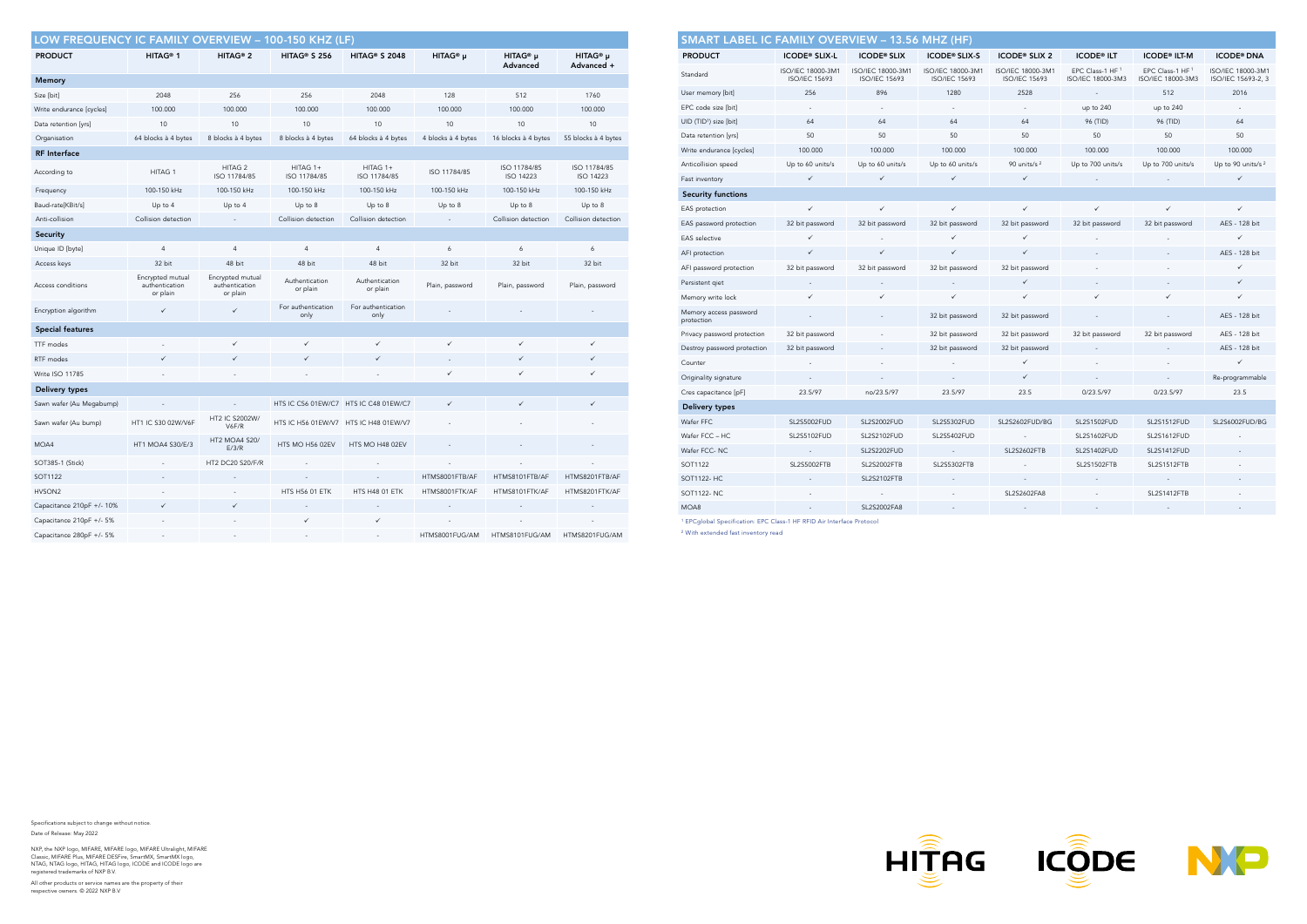## LOW FREQUENCY IC FAMILY OVERVIEW – 100-150 KHZ (LF)

| PRODUCT | HITAG® 1 | HITAG® 2 | HITAG® S 256 | HITAG® S 2048 | HITAG® µ | HITAG® µ Advanced | HITAG® µ Advanced + |
|---|---|---|---|---|---|---|---|
| **Memory** | | | | | | | |
| Size [bit] | 2048 | 256 | 256 | 2048 | 128 | 512 | 1760 |
| Write endurance [cycles] | 100.000 | 100.000 | 100.000 | 100.000 | 100.000 | 100.000 | 100.000 |
| Data retention [yrs] | 10 | 10 | 10 | 10 | 10 | 10 | 10 |
| Organisation | 64 blocks à 4 bytes | 8 blocks à 4 bytes | 8 blocks à 4 bytes | 64 blocks à 4 bytes | 4 blocks à 4 bytes | 16 blocks à 4 bytes | 55 blocks à 4 bytes |
| **RF Interface** | | | | | | | |
| According to | HITAG 1 | HITAG 2 ISO 11784/85 | HITAG 1+ ISO 11784/85 | HITAG 1+ ISO 11784/85 | ISO 11784/85 | ISO 11784/85 ISO 14223 | ISO 11784/85 ISO 14223 |
| Frequency | 100-150 kHz | 100-150 kHz | 100-150 kHz | 100-150 kHz | 100-150 kHz | 100-150 kHz | 100-150 kHz |
| Baud-rate[KBit/s] | Up to 4 | Up to 4 | Up to 8 | Up to 8 | Up to 8 | Up to 8 | Up to 8 |
| Anti-collision | Collision detection | - | Collision detection | Collision detection | - | Collision detection | Collision detection |
| **Security** | | | | | | | |
| Unique ID [byte] | 4 | 4 | 4 | 4 | 6 | 6 | 6 |
| Access keys | 32 bit | 48 bit | 48 bit | 48 bit | 32 bit | 32 bit | 32 bit |
| Access conditions | Encrypted mutual authentication or plain | Encrypted mutual authentication or plain | Authentication or plain | Authentication or plain | Plain, password | Plain, password | Plain, password |
| Encryption algorithm | ✓ | ✓ | For authentication only | For authentication only | - | - | - |
| **Special features** | | | | | | | |
| TTF modes | - | ✓ | ✓ | ✓ | ✓ | ✓ | ✓ |
| RTF modes | ✓ | ✓ | ✓ | ✓ | - | ✓ | ✓ |
| Write ISO 11785 | - | - | - | - | ✓ | ✓ | ✓ |
| **Delivery types** | | | | | | | |
| Sawn wafer (Au Megabump) | - | - | HTS IC C56 01EW/C7 | HTS IC C48 01EW/C7 | ✓ | ✓ | ✓ |
| Sawn wafer (Au bump) | HT1 IC S30 02W/V6F | HT2 IC S2002W/V6F/R | HTS IC H56 01EW/V7 | HTS IC H48 01EW/V7 | - | - | - |
| MOA4 | HT1 MOA4 S30/E/3 | HT2 MOA4 S20/E/3/R | HTS MO H56 02EV | HTS MO H48 02EV | - | - | - |
| SOT385-1 (Stick) | - | HT2 DC20 S20/F/R | - | - | - | - | - |
| SOT1122 | - | - | - | - | HTMS8001FTB/AF | HTMS8101FTB/AF | HTMS8201FTB/AF |
| HVSON2 | - | - | HTS H56 01 ETK | HTS H48 01 ETK | HTMS8001FTK/AF | HTMS8101FTK/AF | HTMS8201FTK/AF |
| Capacitance 210pF +/- 10% | ✓ | ✓ | - | - | - | - | - |
| Capacitance 210pF +/- 5% | - | - | ✓ | ✓ | - | - | - |
| Capacitance 280pF +/- 5% | - | - | - | - | HTMS8001FUG/AM | HTMS8101FUG/AM | HTMS8201FUG/AM |

## SMART LABEL IC FAMILY OVERVIEW – 13.56 MHZ (HF)

| PRODUCT | ICODE® SLIX-L | ICODE® SLIX | ICODE® SLIX-S | ICODE® SLIX 2 | ICODE® ILT | ICODE® ILT-M | ICODE® DNA |
|---|---|---|---|---|---|---|---|
| Standard | ISO/IEC 18000-3M1 ISO/IEC 15693 | ISO/IEC 18000-3M1 ISO/IEC 15693 | ISO/IEC 18000-3M1 ISO/IEC 15693 | ISO/IEC 18000-3M1 ISO/IEC 15693 | EPC Class-1 HF [1] ISO/IEC 18000-3M3 | EPC Class-1 HF [1] ISO/IEC 18000-3M3 | ISO/IEC 18000-3M1 ISO/IEC 15693-2, 3 |
| User memory [bit] | 256 | 896 | 1280 | 2528 | - | 512 | 2016 |
| EPC code size [bit] | - | - | - | - | up to 240 | up to 240 | - |
| UID (TID[1]) size [bit] | 64 | 64 | 64 | 64 | 96 (TID) | 96 (TID) | 64 |
| Data retention [yrs] | 50 | 50 | 50 | 50 | 50 | 50 | 50 |
| Write endurance [cycles] | 100.000 | 100.000 | 100.000 | 100.000 | 100.000 | 100.000 | 100.000 |
| Anticollision speed | Up to 60 units/s | Up to 60 units/s | Up to 60 units/s | 90 units/s [2] | Up to 700 units/s | Up to 700 units/s | Up to 90 units/s [2] |
| Fast inventory | ✓ | ✓ | ✓ | ✓ | - | - | ✓ |
| **Security functions** | | | | | | | |
| EAS protection | ✓ | ✓ | ✓ | ✓ | ✓ | ✓ | ✓ |
| EAS password protection | 32 bit password | 32 bit password | 32 bit password | 32 bit password | 32 bit password | 32 bit password | AES - 128 bit |
| EAS selective | ✓ | - | ✓ | ✓ | - | - | ✓ |
| AFI protection | ✓ | ✓ | ✓ | ✓ | - | - | AES - 128 bit |
| AFI password protection | 32 bit password | 32 bit password | 32 bit password | 32 bit password | - | - | ✓ |
| Persistent qiet | - | - | - | ✓ | - | - | ✓ |
| Memory write lock | ✓ | ✓ | ✓ | ✓ | ✓ | ✓ | ✓ |
| Memory access password protection | - | - | 32 bit password | 32 bit password | - | - | AES - 128 bit |
| Privacy password protection | 32 bit password | - | 32 bit password | 32 bit password | 32 bit password | 32 bit password | AES - 128 bit |
| Destroy password protection | 32 bit password | - | 32 bit password | 32 bit password | - | - | AES - 128 bit |
| Counter | - | - | - | ✓ | - | - | ✓ |
| Originality signature | - | - | - | ✓ | - | - | Re-programmable |
| Cres capacitance [pF] | 23.5/97 | no/23.5/97 | 23.5/97 | 23.5 | 0/23.5/97 | 0/23.5/97 | 23.5 |
| **Delivery types** | | | | | | | |
| Wafer FFC | SL2S5002FUD | SL2S2002FUD | SL2S5302FUD | SL2S2602FUD/BG | SL2S1502FUD | SL2S1512FUD | SL2S6002FUD/BG |
| Wafer FCC – HC | SL2S5102FUD | SL2S2102FUD | SL2S5402FUD | - | SL2S1602FUD | SL2S1612FUD | - |
| Wafer FCC- NC | - | SL2S2202FUD | - | SL2S2602FTB | SL2S1402FUD | SL2S1412FUD | - |
| SOT1122 | SL2S5002FTB | SL2S2002FTB | SL2S5302FTB | - | SL2S1502FTB | SL2S1512FTB | - |
| SOT1122- HC | - | SL2S2102FTB | - | - | - | - | - |
| SOT1122- NC | - | - | - | SL2S2602FA8 | - | SL2S1412FTB | - |
| MOA8 | - | SL2S2002FA8 | - | - | - | - | - |

[1] EPCglobal Specification: EPC Class-1 HF RFID Air Interface Protocol

[2] With extended fast inventory read

Specifications subject to change without notice.

Date of Release: May 2022

NXP, the NXP logo, MIFARE, MIFARE logo, MIFARE Ultralight, MIFARE Classic, MIFARE Plus, MIFARE DESFire, SmartMX, SmartMX logo, NTAG, NTAG logo, HITAG, HITAG logo, ICODE and ICODE logo are registered trademarks of NXP B.V.

All other products or service names are the property of their respective owners. © 2022 NXP B.V